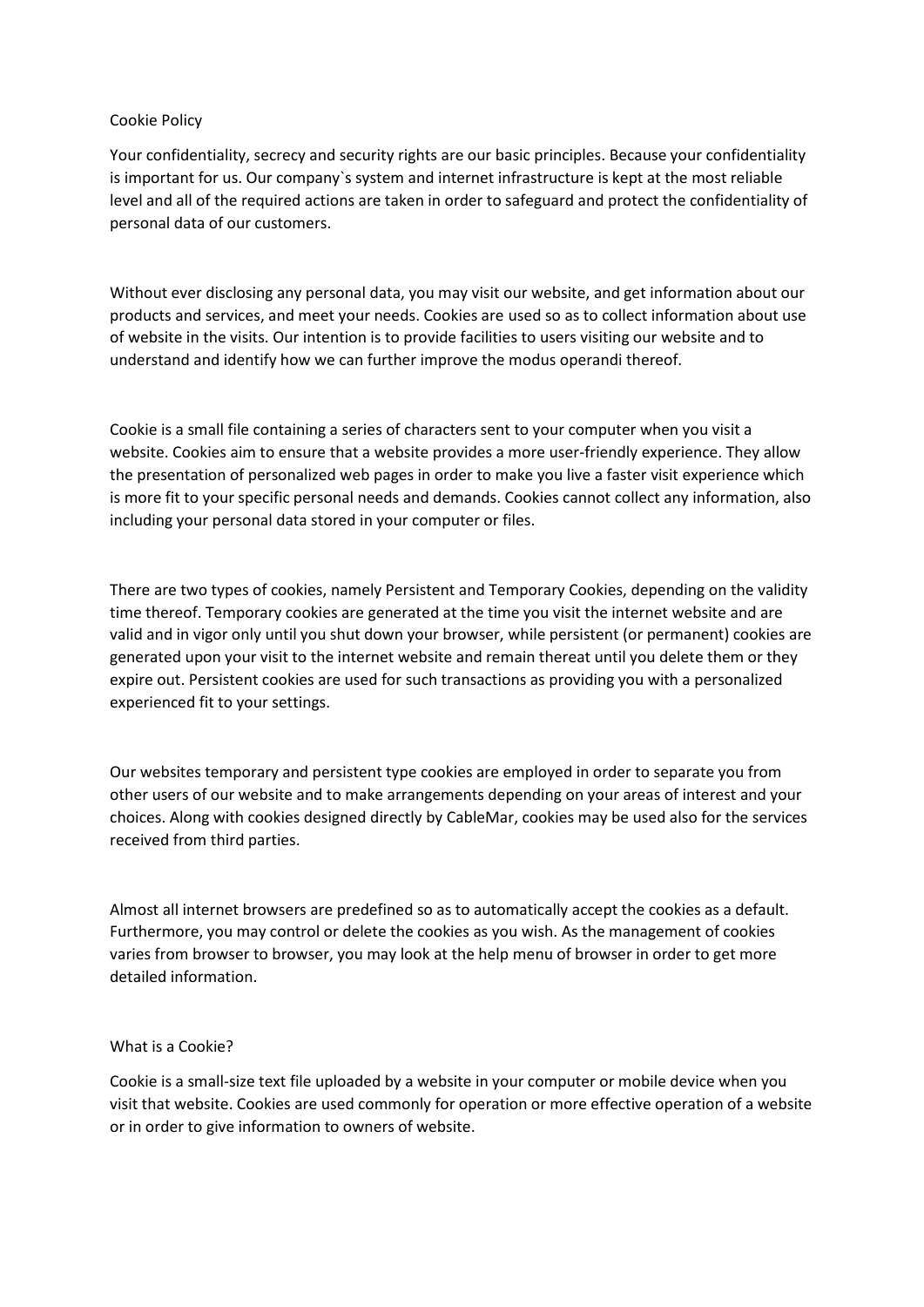# Cookie Policy

Your confidentiality, secrecy and security rights are our basic principles. Because your confidentiality is important for us. Our company`s system and internet infrastructure is kept at the most reliable level and all of the required actions are taken in order to safeguard and protect the confidentiality of personal data of our customers.

Without ever disclosing any personal data, you may visit our website, and get information about our products and services, and meet your needs. Cookies are used so as to collect information about use of website in the visits. Our intention is to provide facilities to users visiting our website and to understand and identify how we can further improve the modus operandi thereof.

Cookie is a small file containing a series of characters sent to your computer when you visit a website. Cookies aim to ensure that a website provides a more user-friendly experience. They allow the presentation of personalized web pages in order to make you live a faster visit experience which is more fit to your specific personal needs and demands. Cookies cannot collect any information, also including your personal data stored in your computer or files.

There are two types of cookies, namely Persistent and Temporary Cookies, depending on the validity time thereof. Temporary cookies are generated at the time you visit the internet website and are valid and in vigor only until you shut down your browser, while persistent (or permanent) cookies are generated upon your visit to the internet website and remain thereat until you delete them or they expire out. Persistent cookies are used for such transactions as providing you with a personalized experienced fit to your settings.

Our websites temporary and persistent type cookies are employed in order to separate you from other users of our website and to make arrangements depending on your areas of interest and your choices. Along with cookies designed directly by CableMar, cookies may be used also for the services received from third parties.

Almost all internet browsers are predefined so as to automatically accept the cookies as a default. Furthermore, you may control or delete the cookies as you wish. As the management of cookies varies from browser to browser, you may look at the help menu of browser in order to get more detailed information.

## What is a Cookie?

Cookie is a small-size text file uploaded by a website in your computer or mobile device when you visit that website. Cookies are used commonly for operation or more effective operation of a website or in order to give information to owners of website.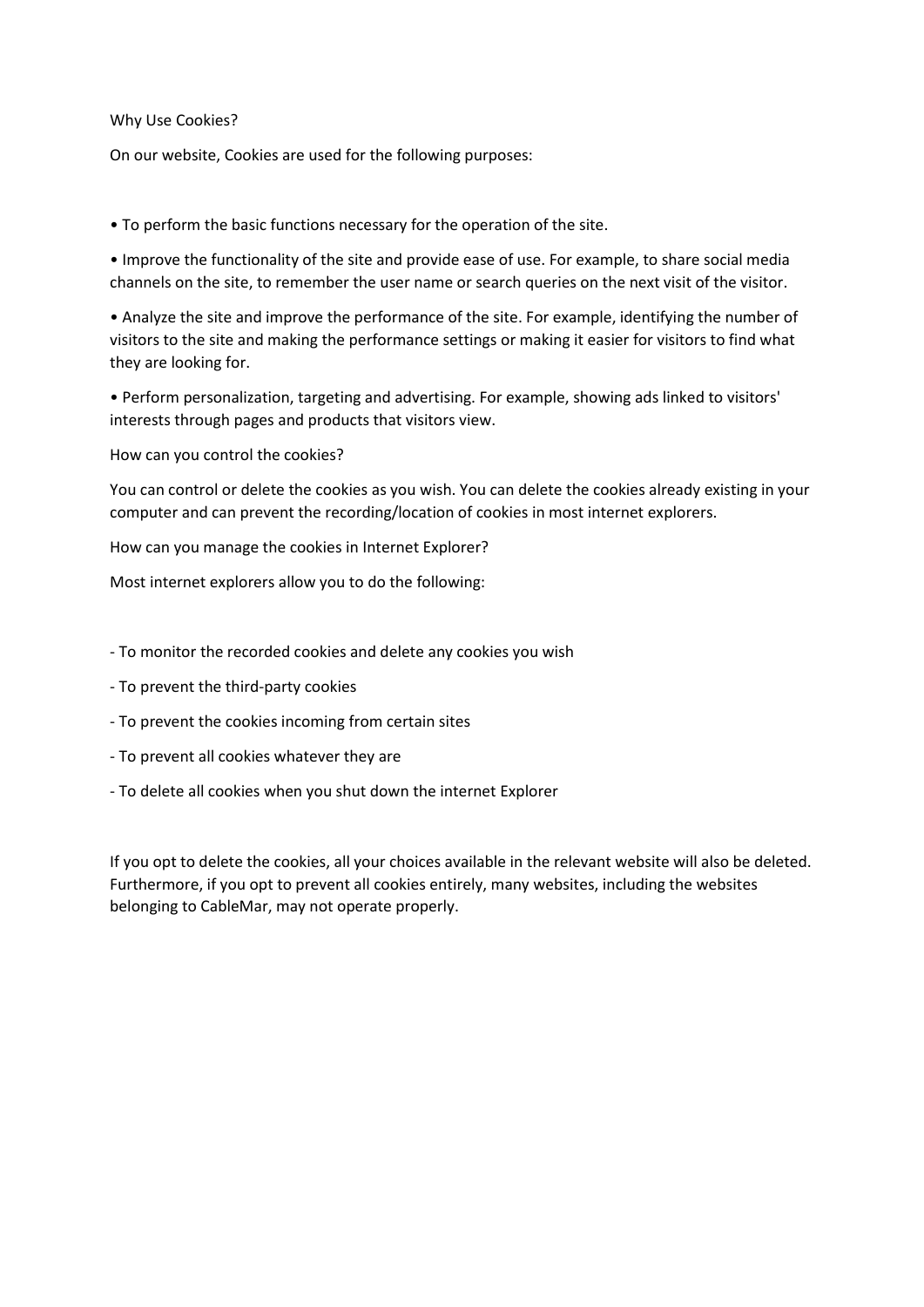## Why Use Cookies?

On our website, Cookies are used for the following purposes:

- To perform the basic functions necessary for the operation of the site.
- Improve the functionality of the site and provide ease of use. For example, to share social media channels on the site, to remember the user name or search queries on the next visit of the visitor.
- Analyze the site and improve the performance of the site. For example, identifying the number of visitors to the site and making the performance settings or making it easier for visitors to find what they are looking for.
- Perform personalization, targeting and advertising. For example, showing ads linked to visitors' interests through pages and products that visitors view.

## How can you control the cookies?

You can control or delete the cookies as you wish. You can delete the cookies already existing in your computer and can prevent the recording/location of cookies in most internet explorers.

## How can you manage the cookies in Internet Explorer?

Most internet explorers allow you to do the following:

- To monitor the recorded cookies and delete any cookies you wish
- To prevent the third-party cookies
- To prevent the cookies incoming from certain sites
- To prevent all cookies whatever they are
- To delete all cookies when you shut down the internet Explorer

If you opt to delete the cookies, all your choices available in the relevant website will also be deleted. Furthermore, if you opt to prevent all cookies entirely, many websites, including the websites belonging to CableMar, may not operate properly.